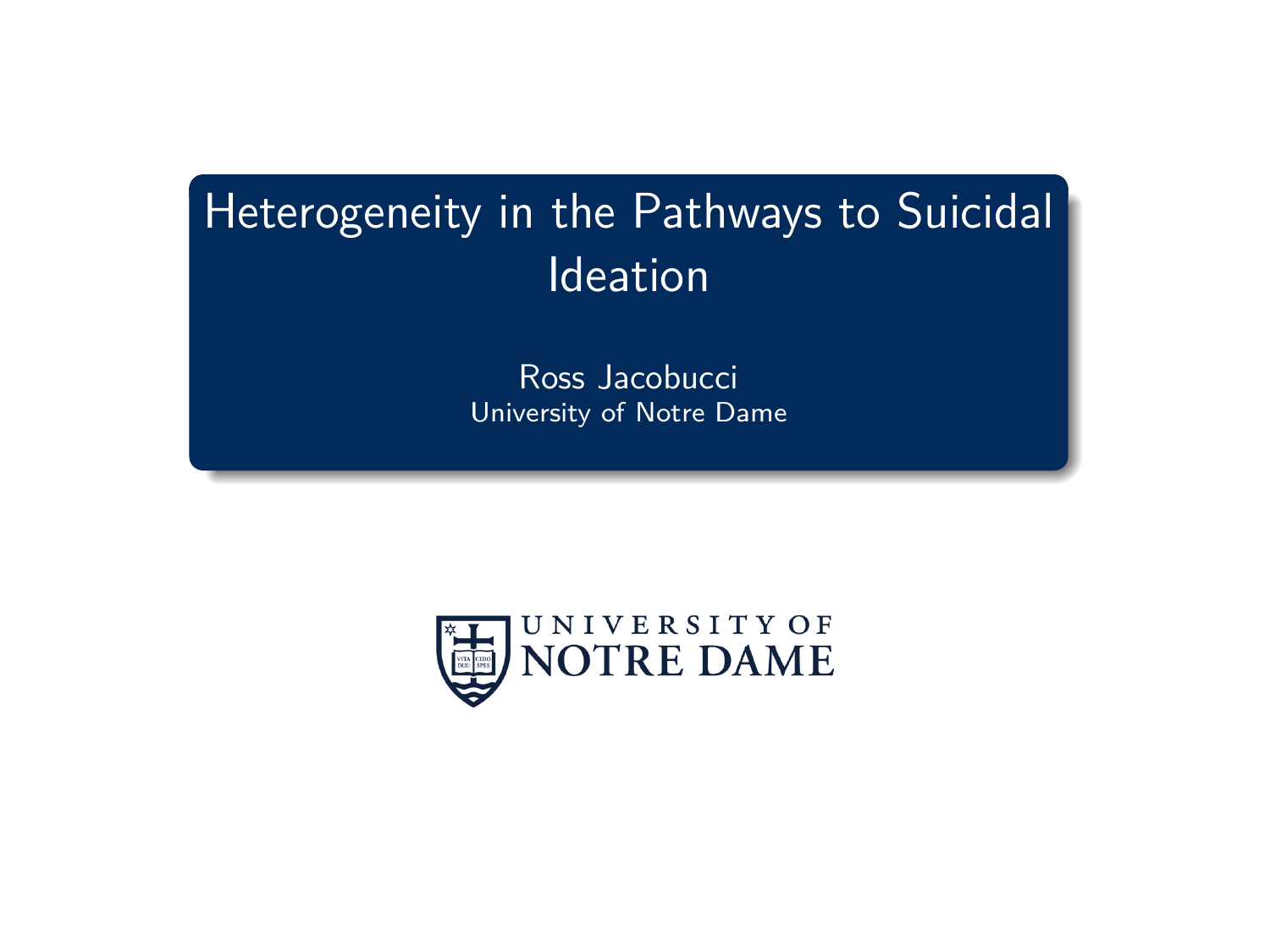# Heterogeneity in the Pathways to Suicidal Ideation

Ross Jacobucci
University of Notre Dame

UNIVERSITY OF NOTRE DAME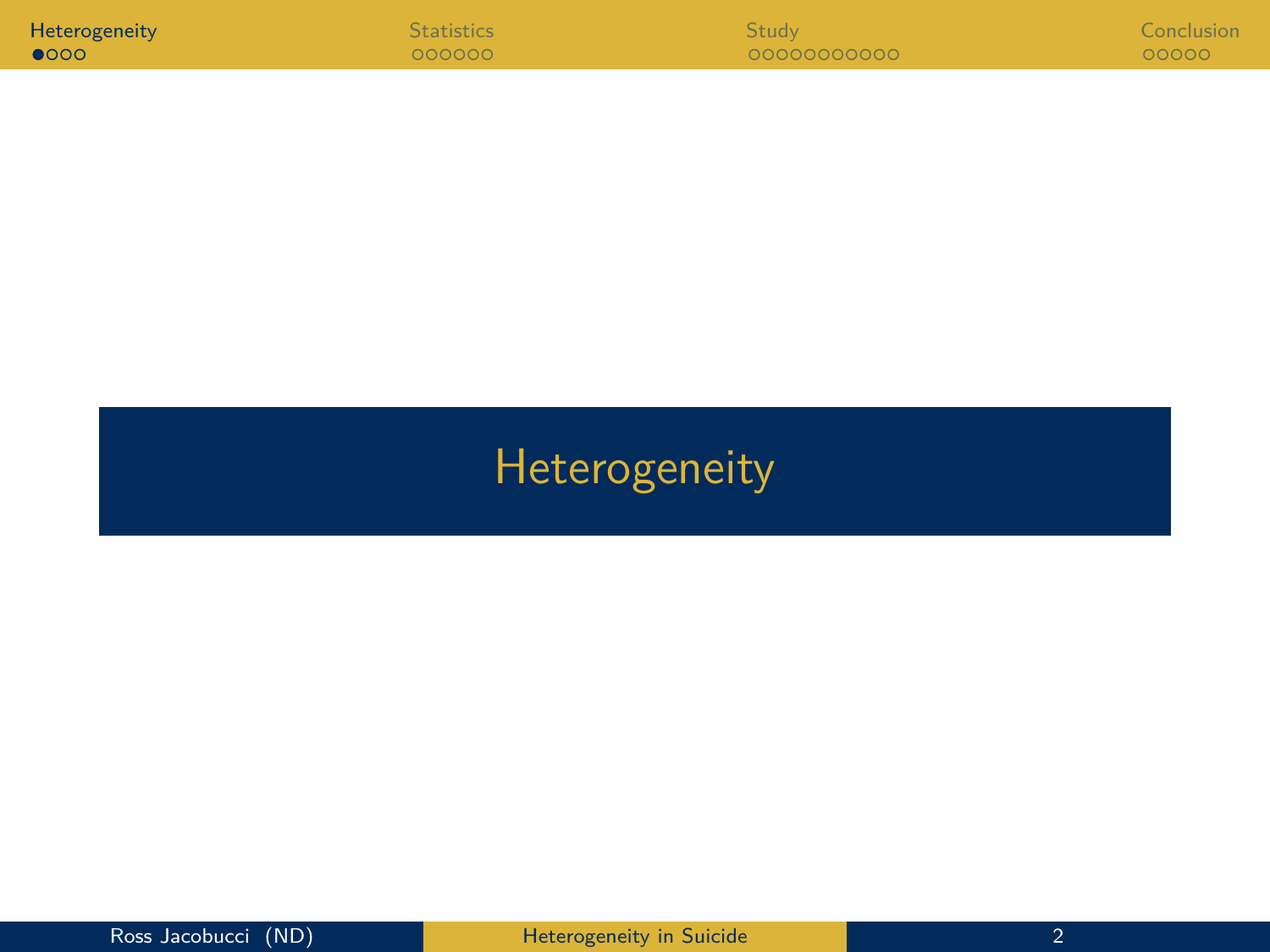# Heterogeneity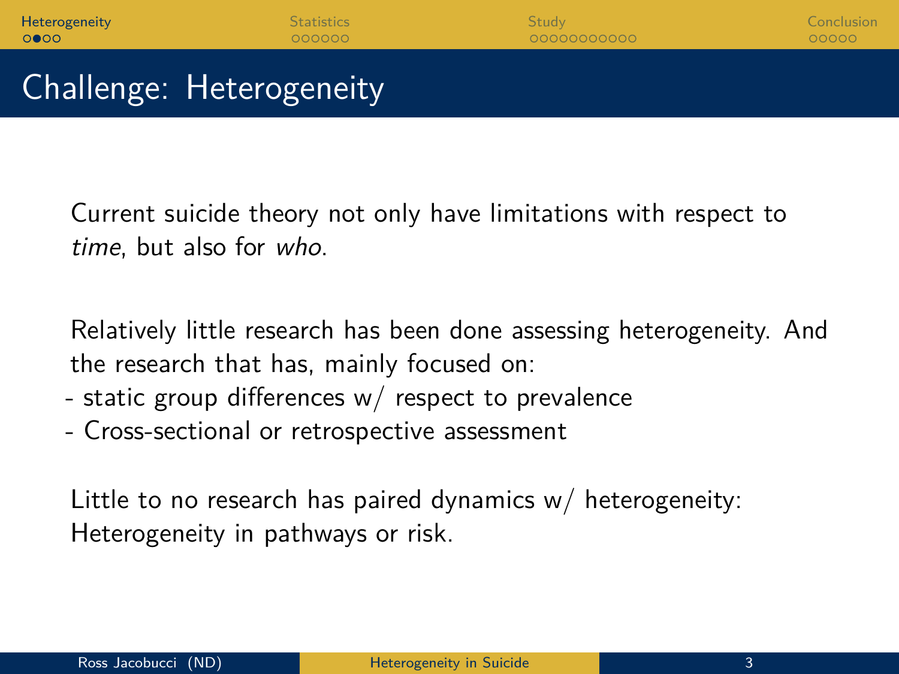# Challenge: Heterogeneity

Current suicide theory not only have limitations with respect to *time*, but also for *who*.

Relatively little research has been done assessing heterogeneity. And the research that has, mainly focused on:
- static group differences w/ respect to prevalence
- Cross-sectional or retrospective assessment

Little to no research has paired dynamics w/ heterogeneity: Heterogeneity in pathways or risk.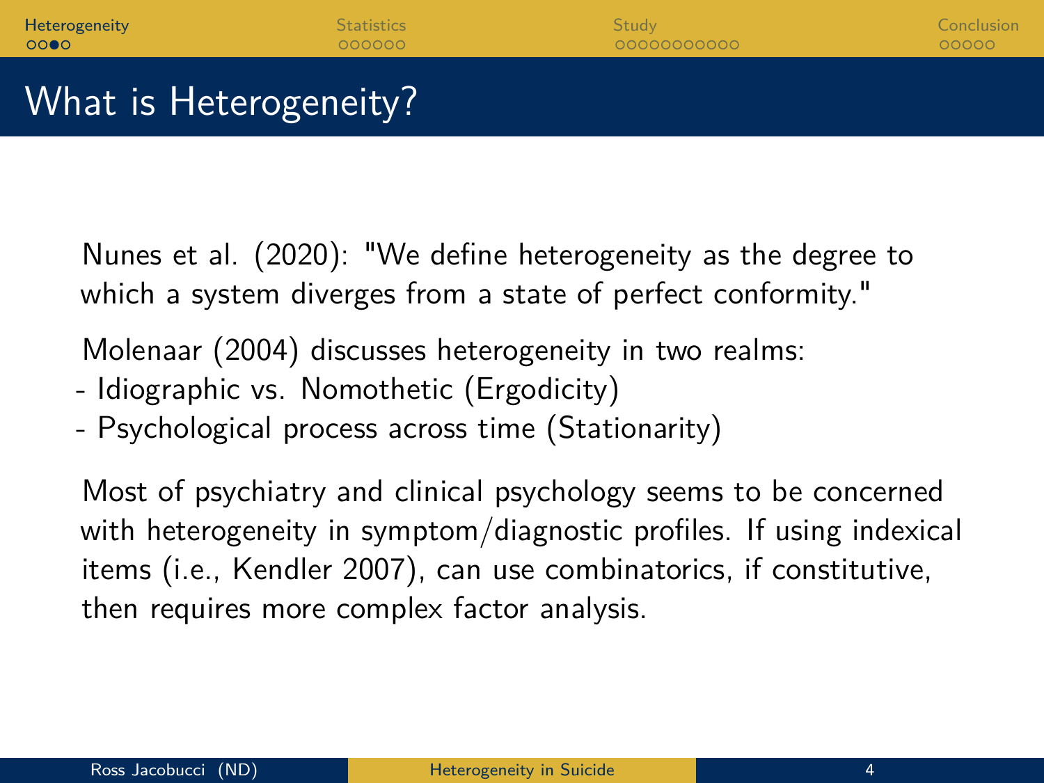# What is Heterogeneity?

Nunes et al. (2020): "We define heterogeneity as the degree to which a system diverges from a state of perfect conformity."

Molenaar (2004) discusses heterogeneity in two realms:
- Idiographic vs. Nomothetic (Ergodicity)
- Psychological process across time (Stationarity)

Most of psychiatry and clinical psychology seems to be concerned with heterogeneity in symptom/diagnostic profiles. If using indexical items (i.e., Kendler 2007), can use combinatorics, if constitutive, then requires more complex factor analysis.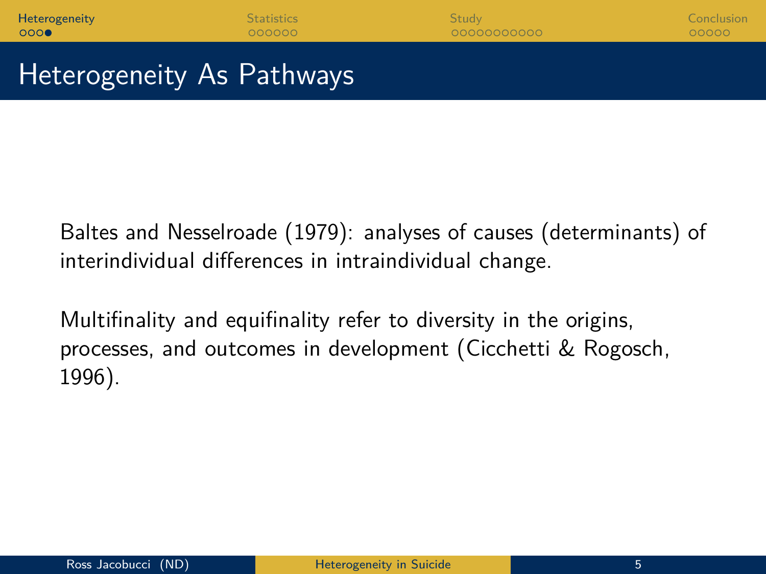# Heterogeneity As Pathways

Baltes and Nesselroade (1979): analyses of causes (determinants) of interindividual differences in intraindividual change.

Multifinality and equifinality refer to diversity in the origins, processes, and outcomes in development (Cicchetti & Rogosch, 1996).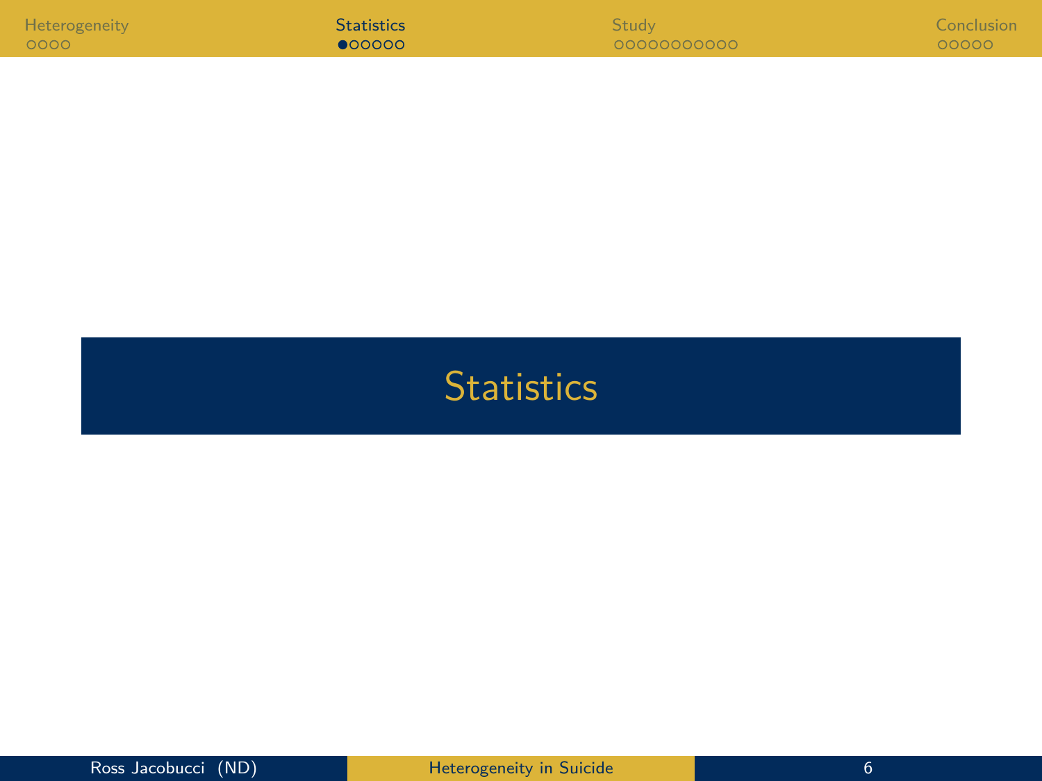# Statistics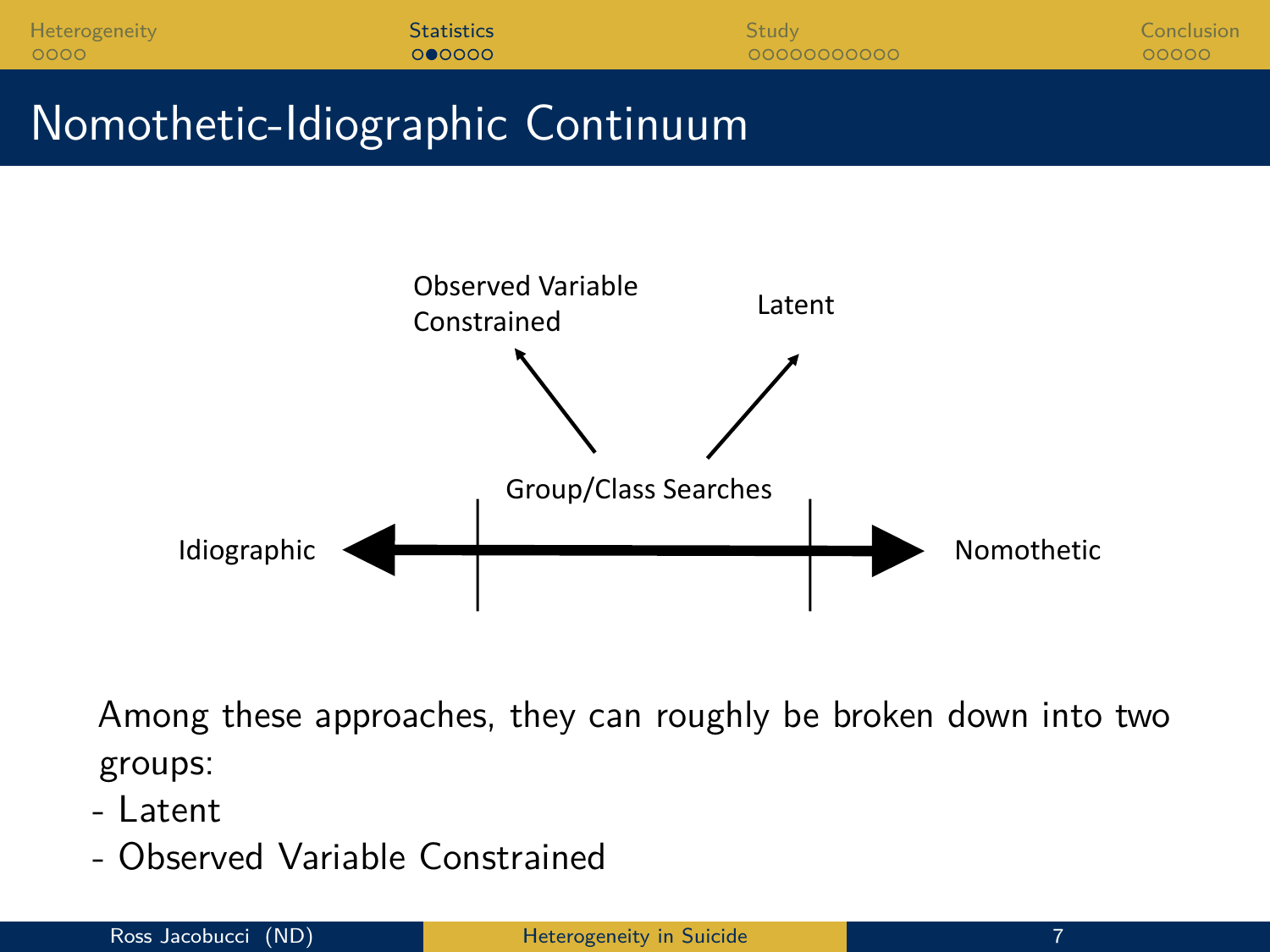# Nomothetic-Idiographic Continuum

Observed Variable Constrained

Latent

Group/Class Searches

Idiographic

Nomothetic

Among these approaches, they can roughly be broken down into two groups:

- Latent
- Observed Variable Constrained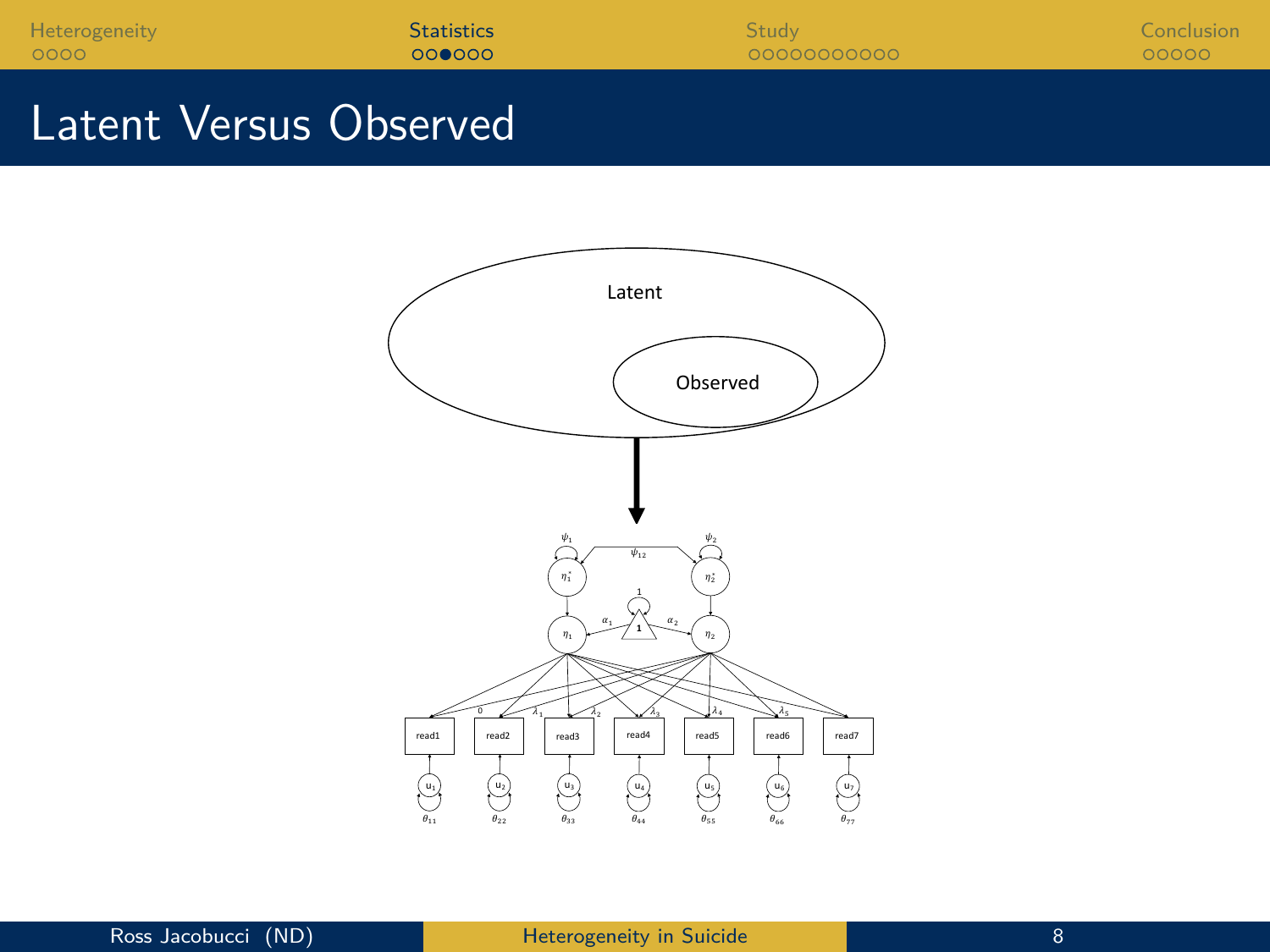# Latent Versus Observed

Latent

Observed

$\psi_1$ $\psi_{12}$ $\psi_2$

$\eta_1^*$ $\eta_2^*$

1

$\eta_1$ $\alpha_1$ 1 $\alpha_2$ $\eta_2$

0 $\lambda_1$ $\lambda_2$ $\lambda_3$ $\lambda_4$ $\lambda_5$

read1 read2 read3 read4 read5 read6 read7

$u_1$ $u_2$ $u_3$ $u_4$ $u_5$ $u_6$ $u_7$

$\theta_{11}$ $\theta_{22}$ $\theta_{33}$ $\theta_{44}$ $\theta_{55}$ $\theta_{66}$ $\theta_{77}$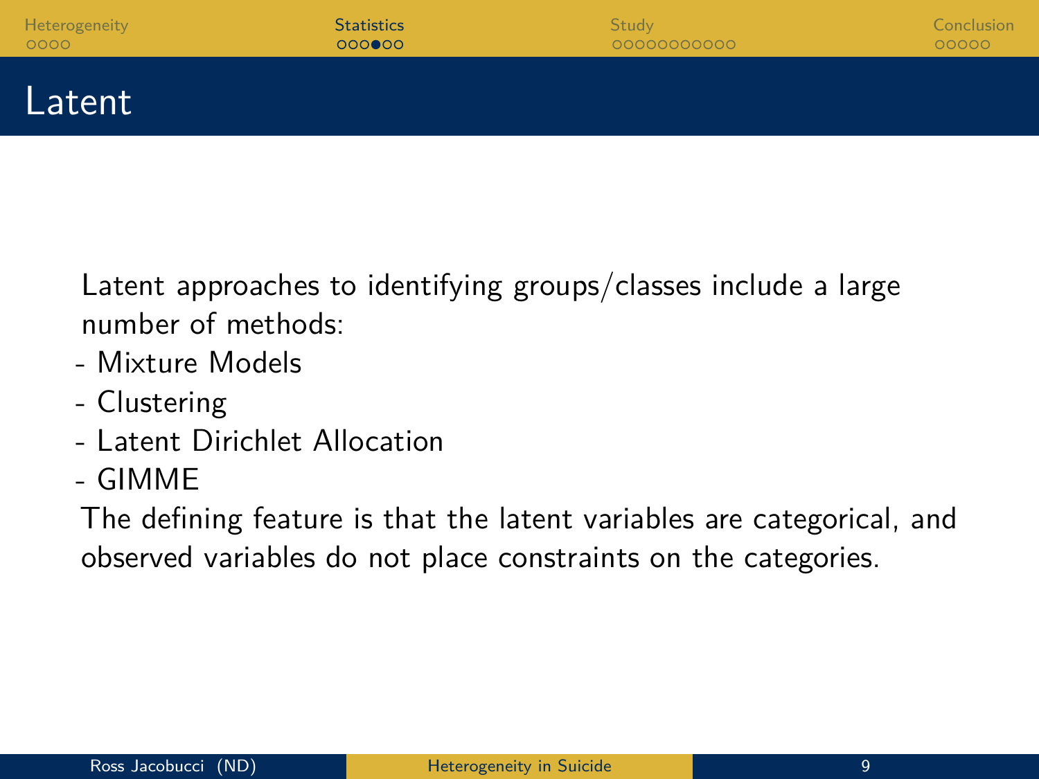# Latent

Latent approaches to identifying groups/classes include a large number of methods:

- Mixture Models
- Clustering
- Latent Dirichlet Allocation
- GIMME

The defining feature is that the latent variables are categorical, and observed variables do not place constraints on the categories.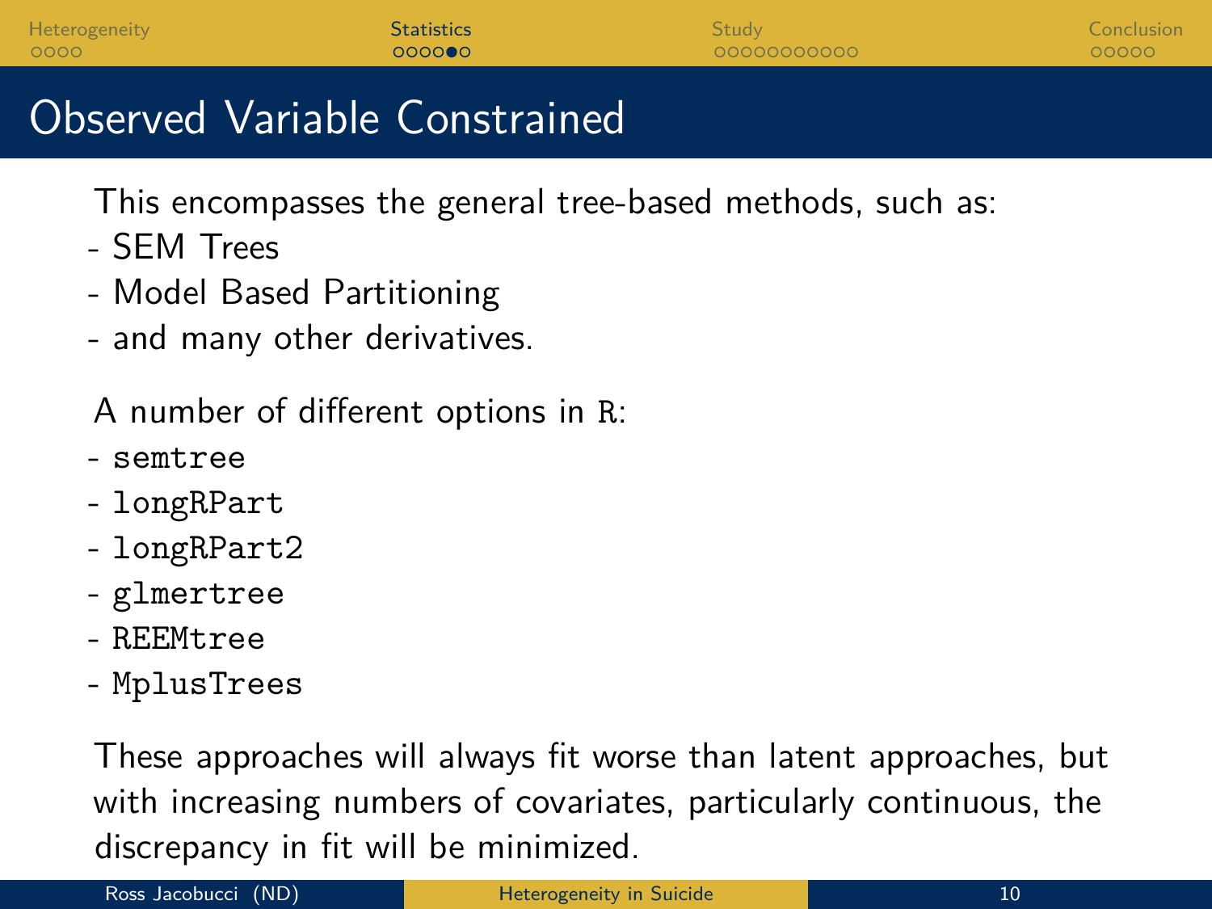# Observed Variable Constrained

This encompasses the general tree-based methods, such as:

- SEM Trees
- Model Based Partitioning
- and many other derivatives.

A number of different options in `R`:

- `semtree`
- `longRPart`
- `longRPart2`
- `glmertree`
- `REEMtree`
- `MplusTrees`

These approaches will always fit worse than latent approaches, but with increasing numbers of covariates, particularly continuous, the discrepancy in fit will be minimized.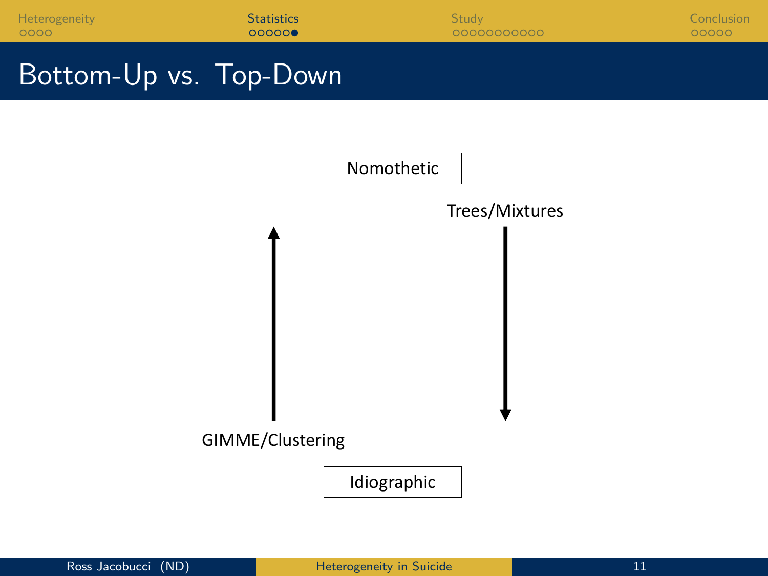# Bottom-Up vs. Top-Down

Nomothetic

Trees/Mixtures

GIMME/Clustering

Idiographic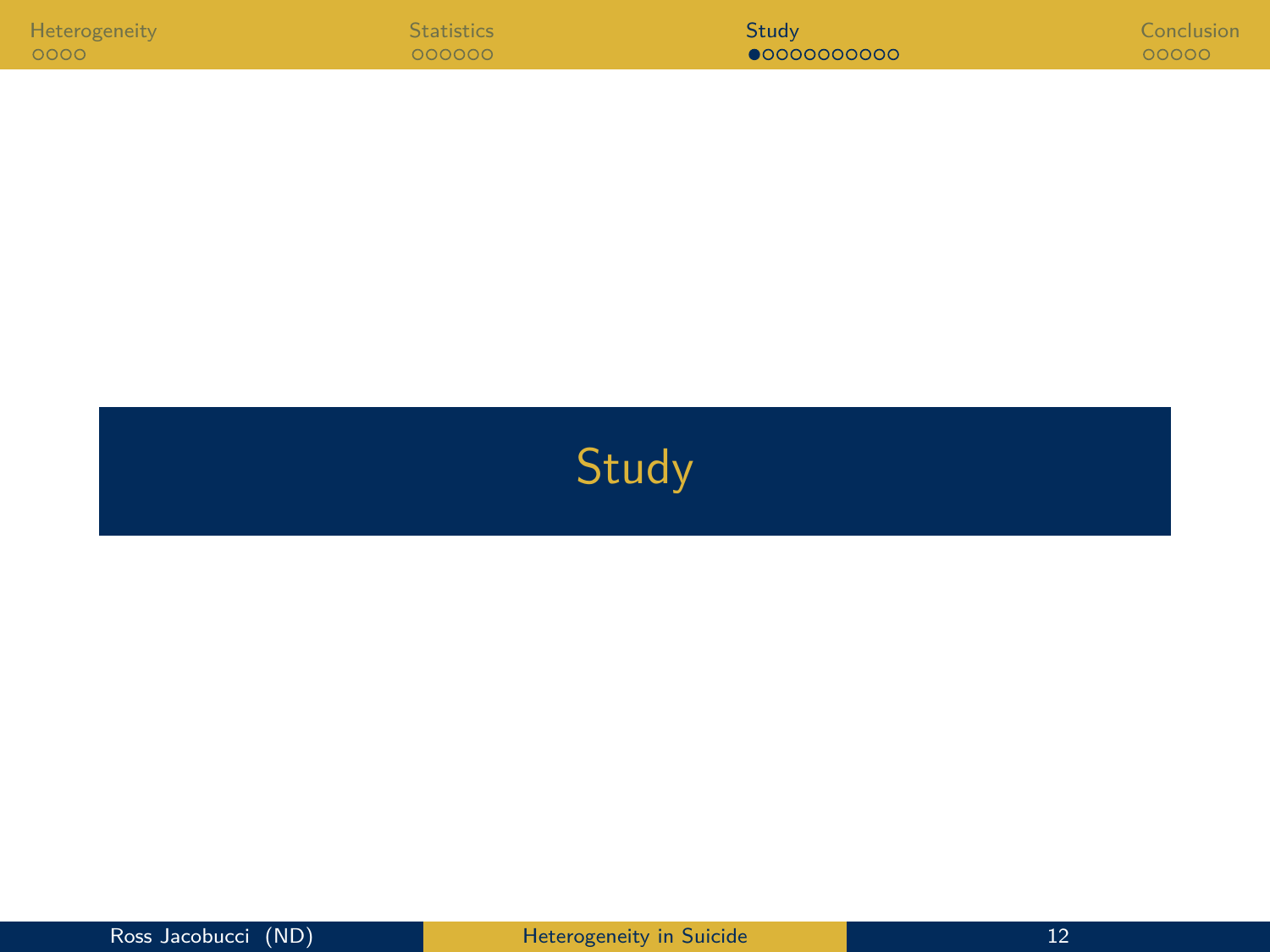# Study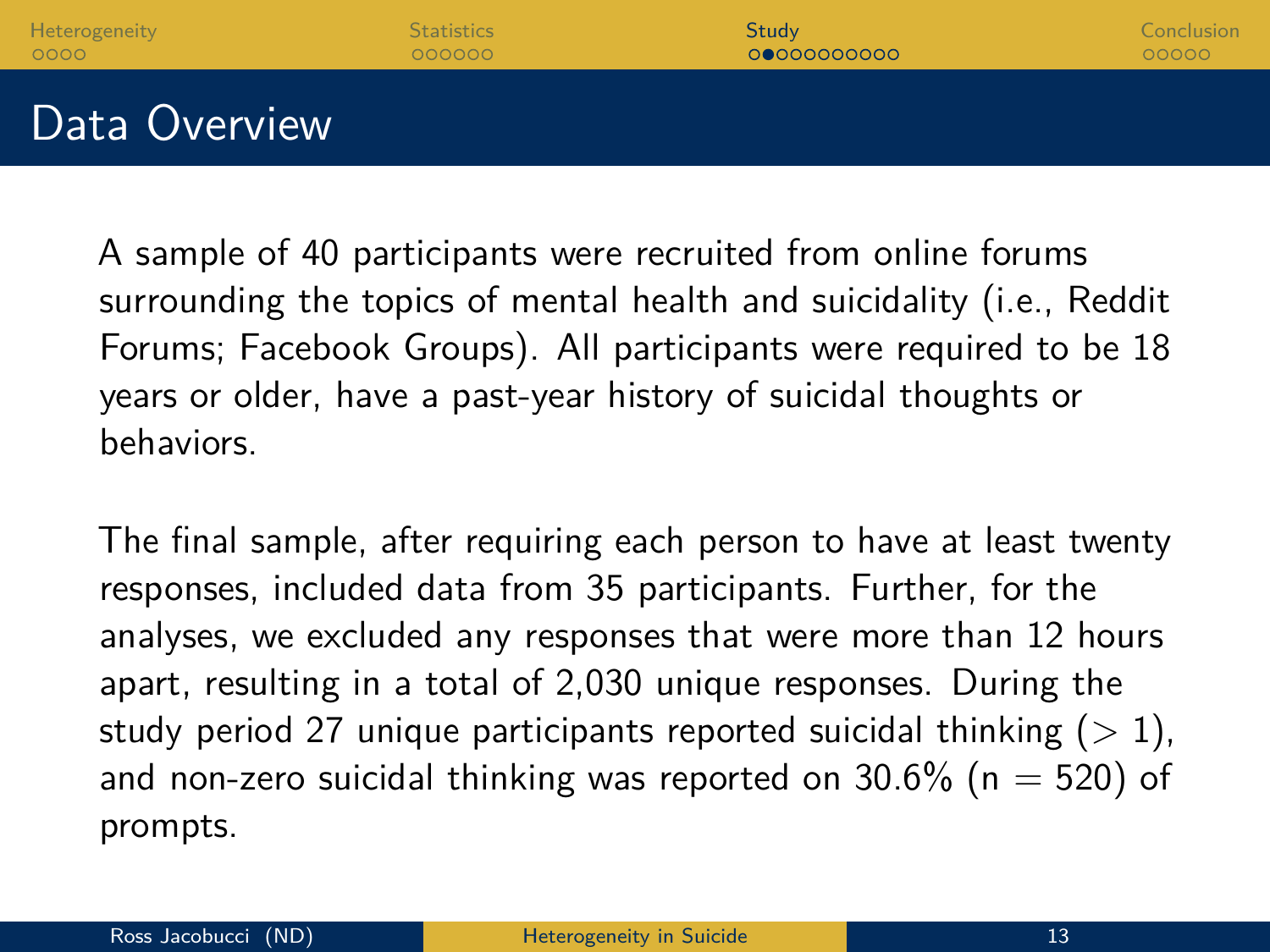# Data Overview

A sample of 40 participants were recruited from online forums surrounding the topics of mental health and suicidality (i.e., Reddit Forums; Facebook Groups). All participants were required to be 18 years or older, have a past-year history of suicidal thoughts or behaviors.

The final sample, after requiring each person to have at least twenty responses, included data from 35 participants. Further, for the analyses, we excluded any responses that were more than 12 hours apart, resulting in a total of 2,030 unique responses. During the study period 27 unique participants reported suicidal thinking ($> 1$), and non-zero suicidal thinking was reported on 30.6% (n $=$ 520) of prompts.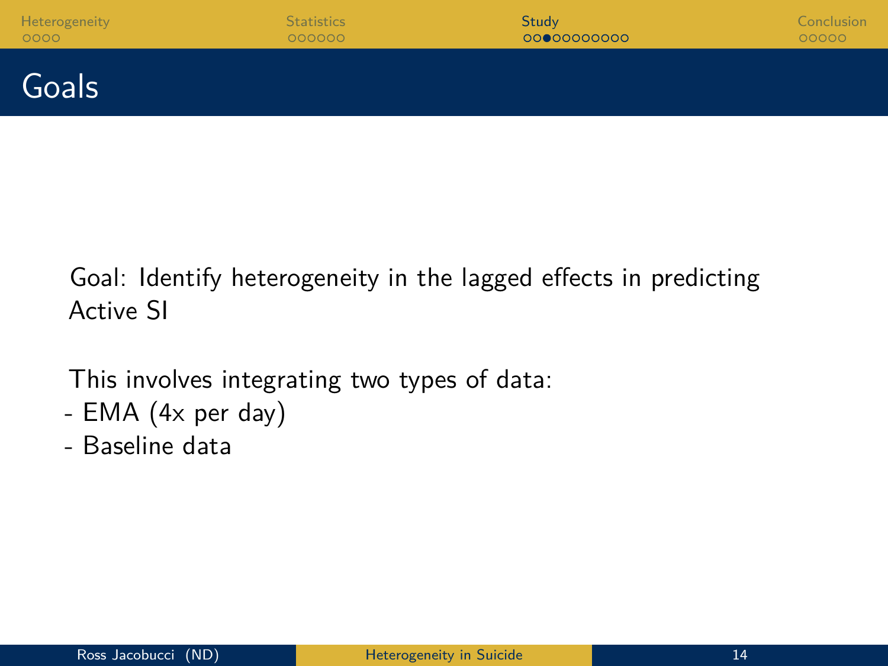# Goals

Goal: Identify heterogeneity in the lagged effects in predicting Active SI

This involves integrating two types of data:

- EMA (4x per day)
- Baseline data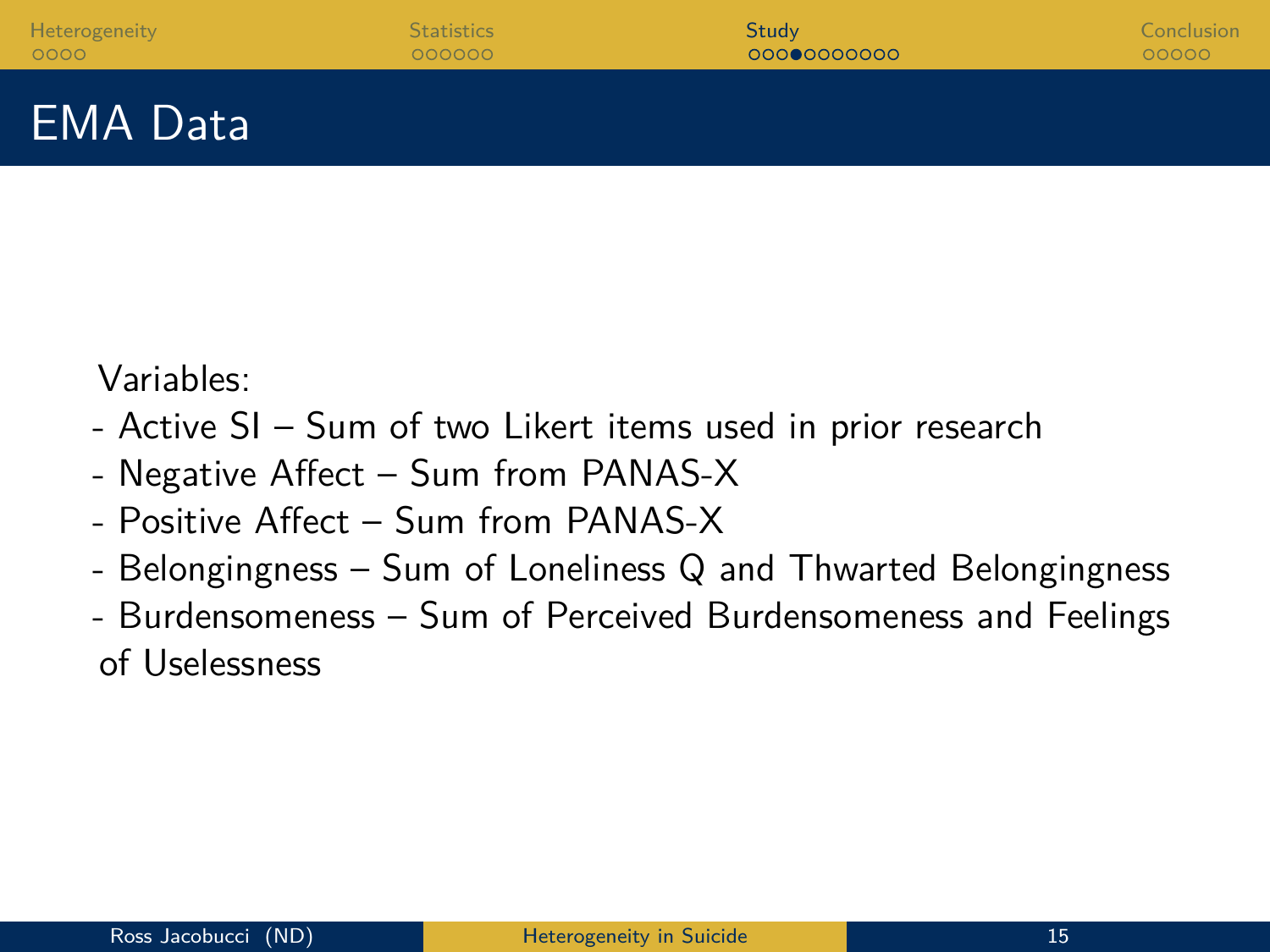# EMA Data

Variables:

- Active SI – Sum of two Likert items used in prior research
- Negative Affect – Sum from PANAS-X
- Positive Affect – Sum from PANAS-X
- Belongingness – Sum of Loneliness Q and Thwarted Belongingness
- Burdensomeness – Sum of Perceived Burdensomeness and Feelings of Uselessness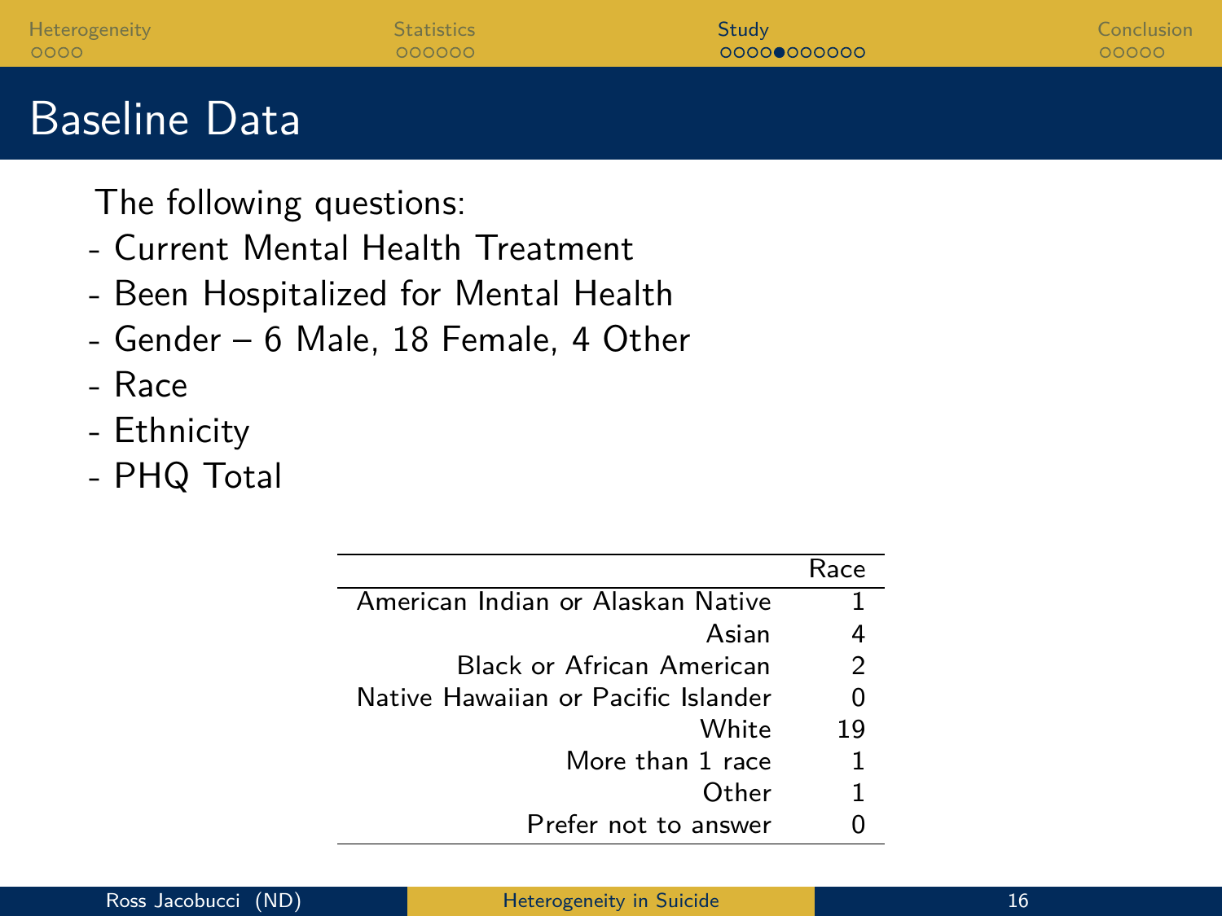# Baseline Data

The following questions:

- Current Mental Health Treatment
- Been Hospitalized for Mental Health
- Gender – 6 Male, 18 Female, 4 Other
- Race
- Ethnicity
- PHQ Total

| | Race |
|---:|---:|
| American Indian or Alaskan Native | 1 |
| Asian | 4 |
| Black or African American | 2 |
| Native Hawaiian or Pacific Islander | 0 |
| White | 19 |
| More than 1 race | 1 |
| Other | 1 |
| Prefer not to answer | 0 |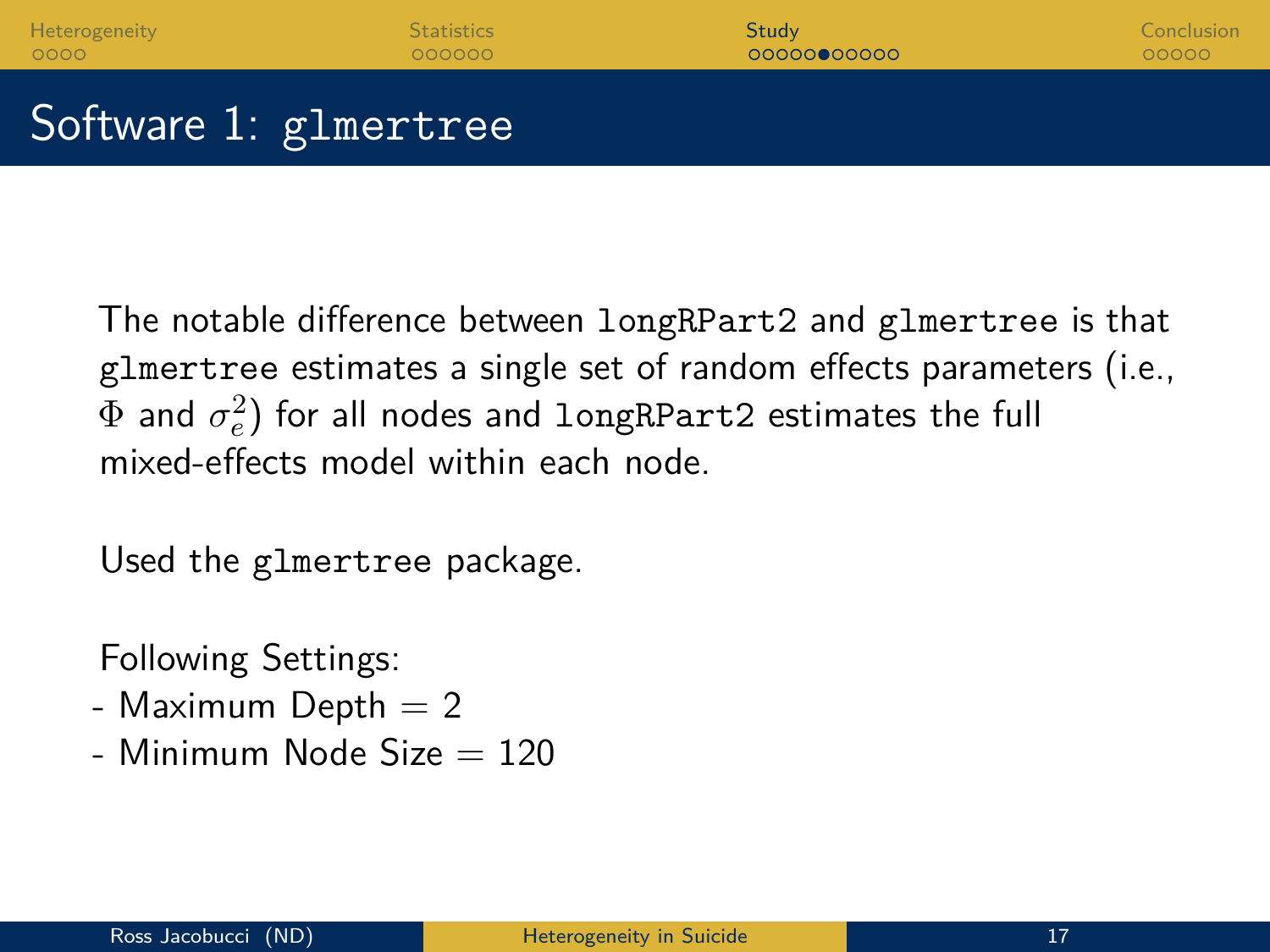# Software 1: `glmertree`

The notable difference between `longRPart2` and `glmertree` is that `glmertree` estimates a single set of random effects parameters (i.e., $\Phi$ and $\sigma_e^2$) for all nodes and `longRPart2` estimates the full mixed-effects model within each node.

Used the `glmertree` package.

Following Settings:

- Maximum Depth = 2
- Minimum Node Size = 120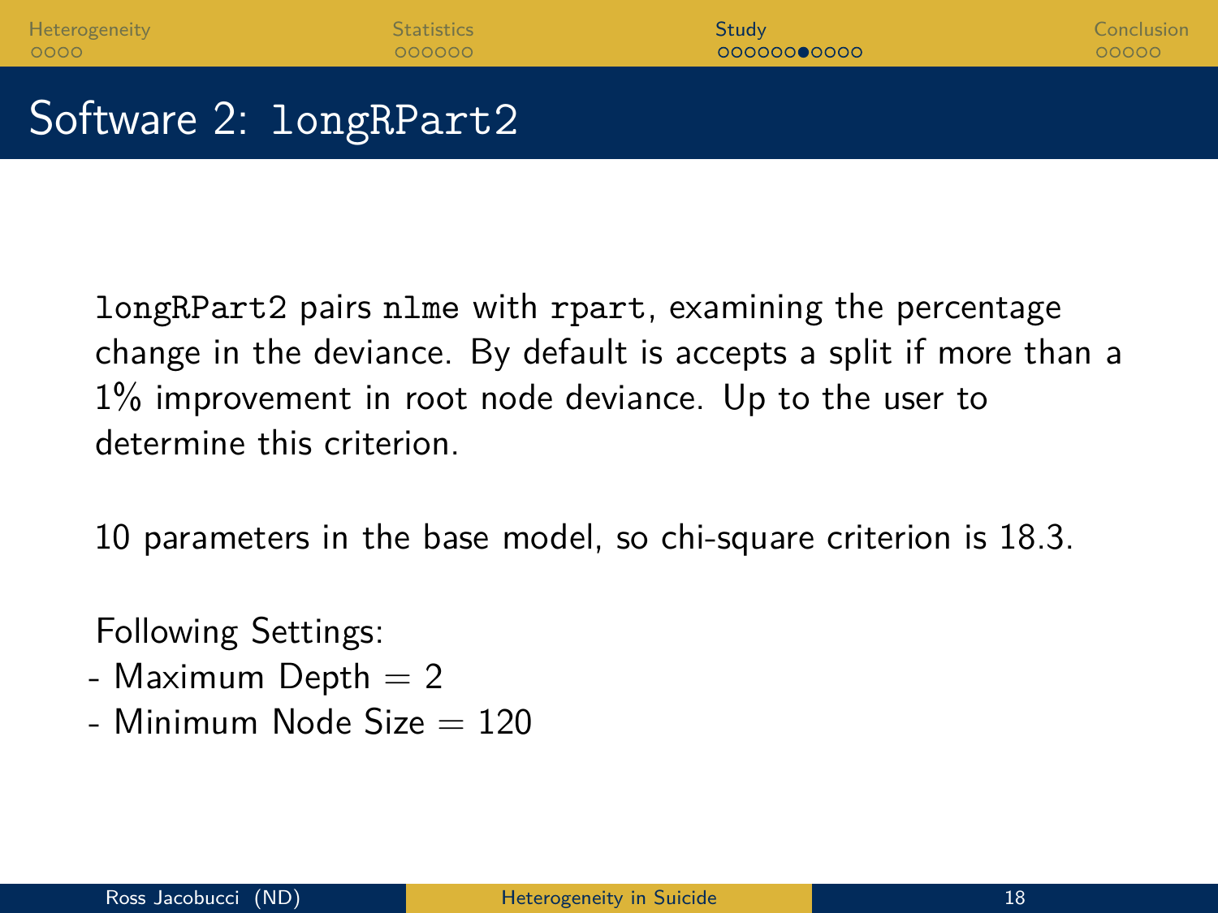# Software 2: `longRPart2`

`longRPart2` pairs `nlme` with `rpart`, examining the percentage change in the deviance. By default is accepts a split if more than a 1% improvement in root node deviance. Up to the user to determine this criterion.

10 parameters in the base model, so chi-square criterion is 18.3.

Following Settings:

- Maximum Depth = 2
- Minimum Node Size = 120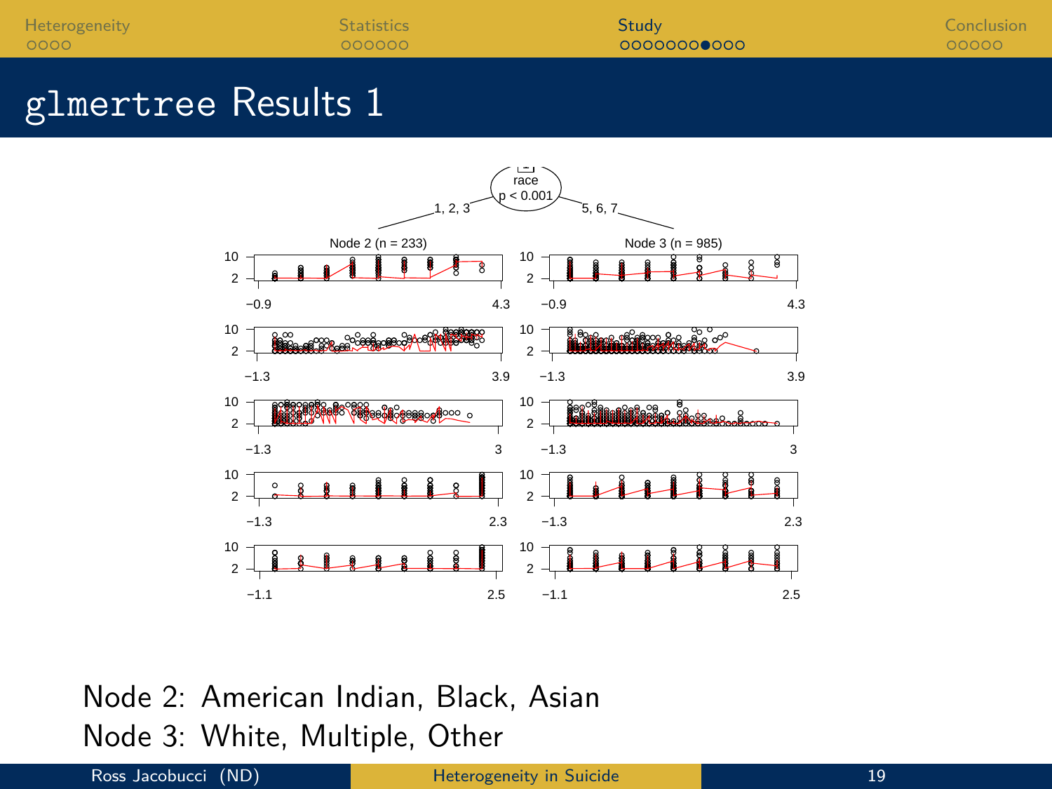# glmertree Results 1

Node 2: American Indian, Black, Asian

Node 3: White, Multiple, Other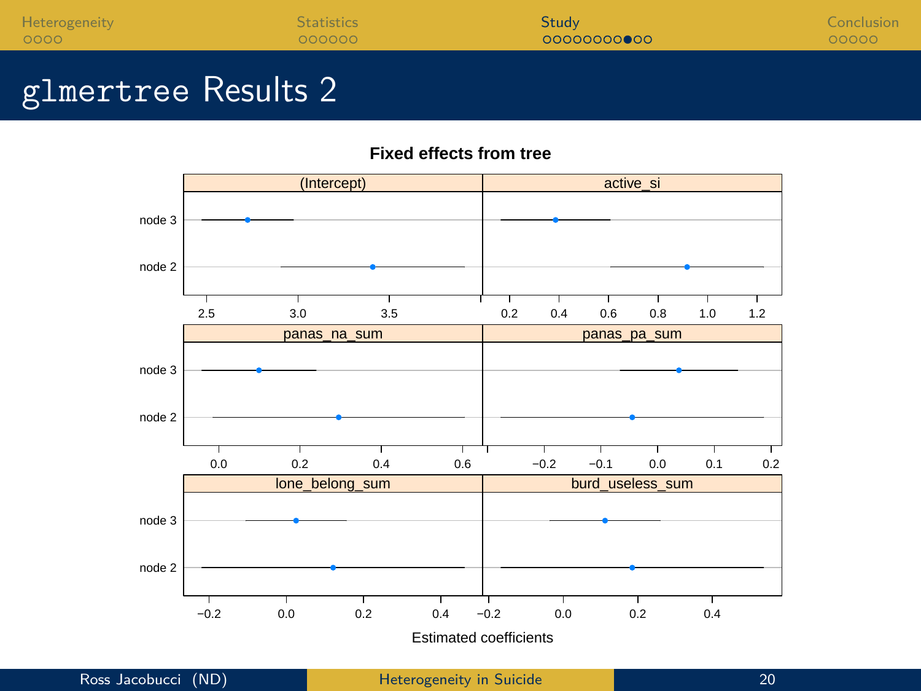# glmertree Results 2

**Fixed effects from tree**

| | (Intercept) | active_si | panas_na_sum | panas_pa_sum | lone_belong_sum | burd_useless_sum |
|---|---|---|---|---|---|---|
| node 3 | | | | | | |
| node 2 | | | | | | |

Estimated coefficients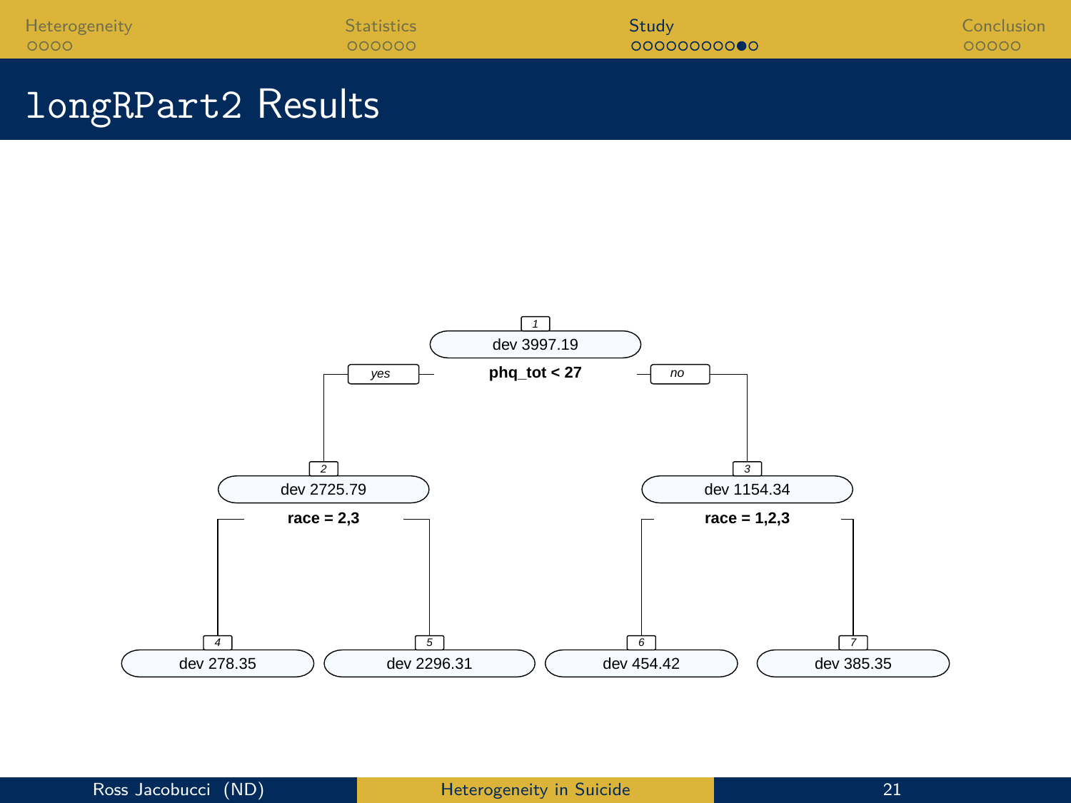# longRPart2 Results

1
dev 3997.19
**phq_tot < 27**
yes | no

2
dev 2725.79
**race = 2,3**

3
dev 1154.34
**race = 1,2,3**

4
dev 278.35

5
dev 2296.31

6
dev 454.42

7
dev 385.35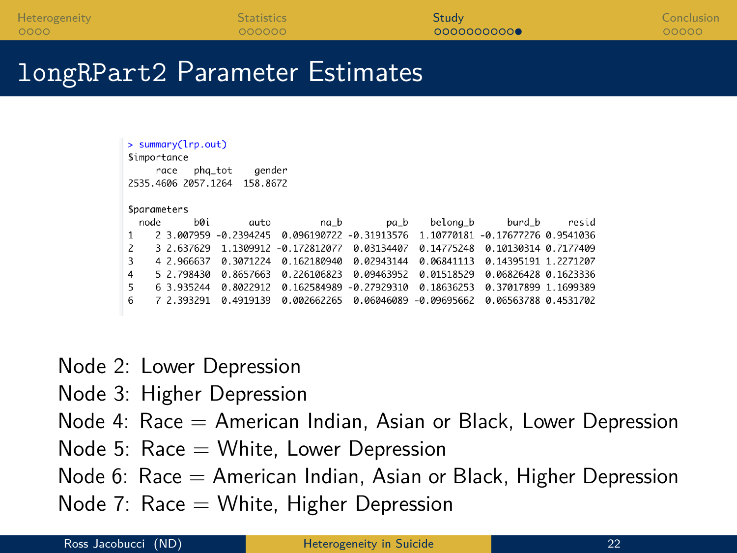# longRPart2 Parameter Estimates

```
> summary(lrp.out)
$importance
     race   phq_tot    gender
2535.4606 2057.1264  158.8672

$parameters
  node      b0i       auto         na_b        pa_b    belong_b      burd_b     resid
1    2 3.007959 -0.2394245  0.096190722 -0.31913576  1.10770181 -0.17677276 0.9541036
2    3 2.637629  1.1309912 -0.172812077  0.03134407  0.14775248  0.10130314 0.7177409
3    4 2.966637  0.3071224  0.162180940  0.02943144  0.06841113  0.14395191 1.2271207
4    5 2.798430  0.8657663  0.226106823  0.09463952  0.01518529  0.06826428 0.1623336
5    6 3.935244  0.8022912  0.162584989 -0.27929310  0.18636253  0.37017899 1.1699389
6    7 2.393291  0.4919139  0.002662265  0.06046089 -0.09695662  0.06563788 0.4531702
```

Node 2: Lower Depression
Node 3: Higher Depression
Node 4: Race = American Indian, Asian or Black, Lower Depression
Node 5: Race = White, Lower Depression
Node 6: Race = American Indian, Asian or Black, Higher Depression
Node 7: Race = White, Higher Depression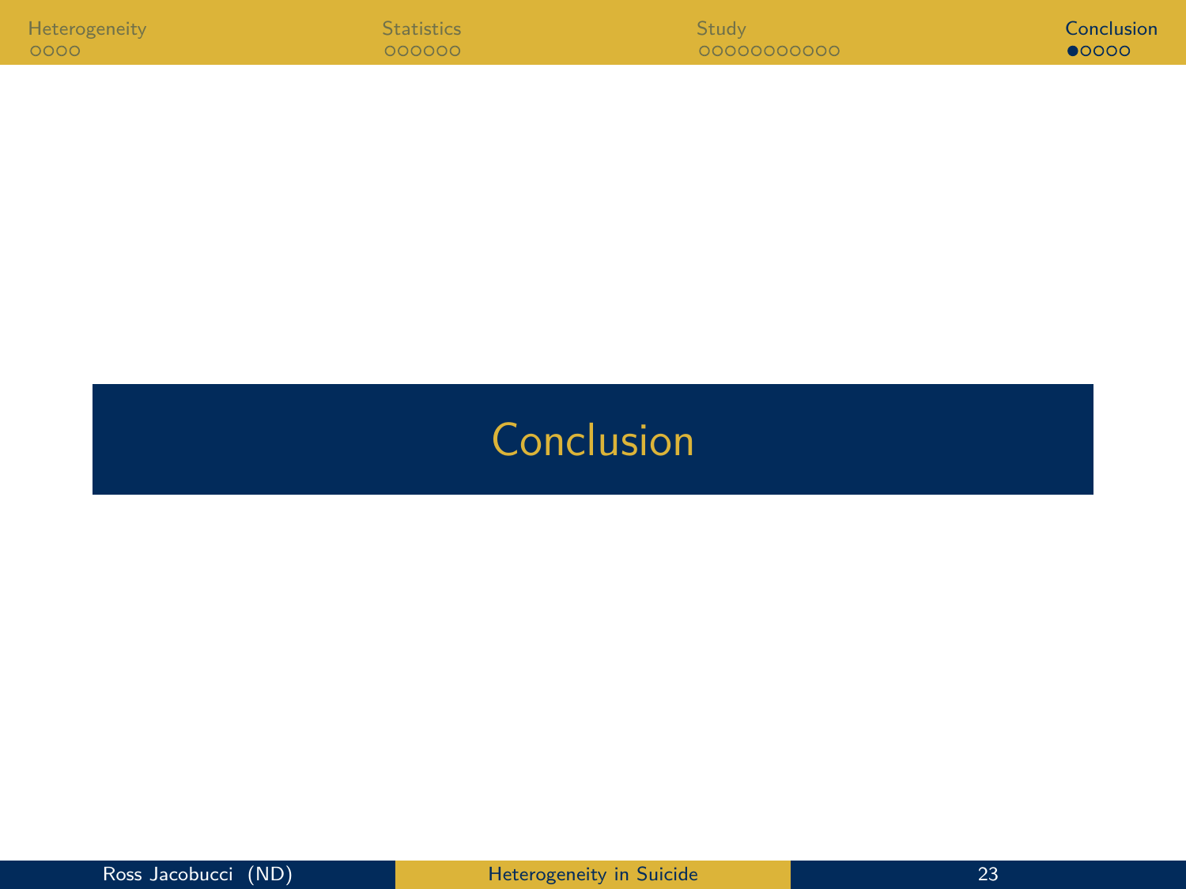# Conclusion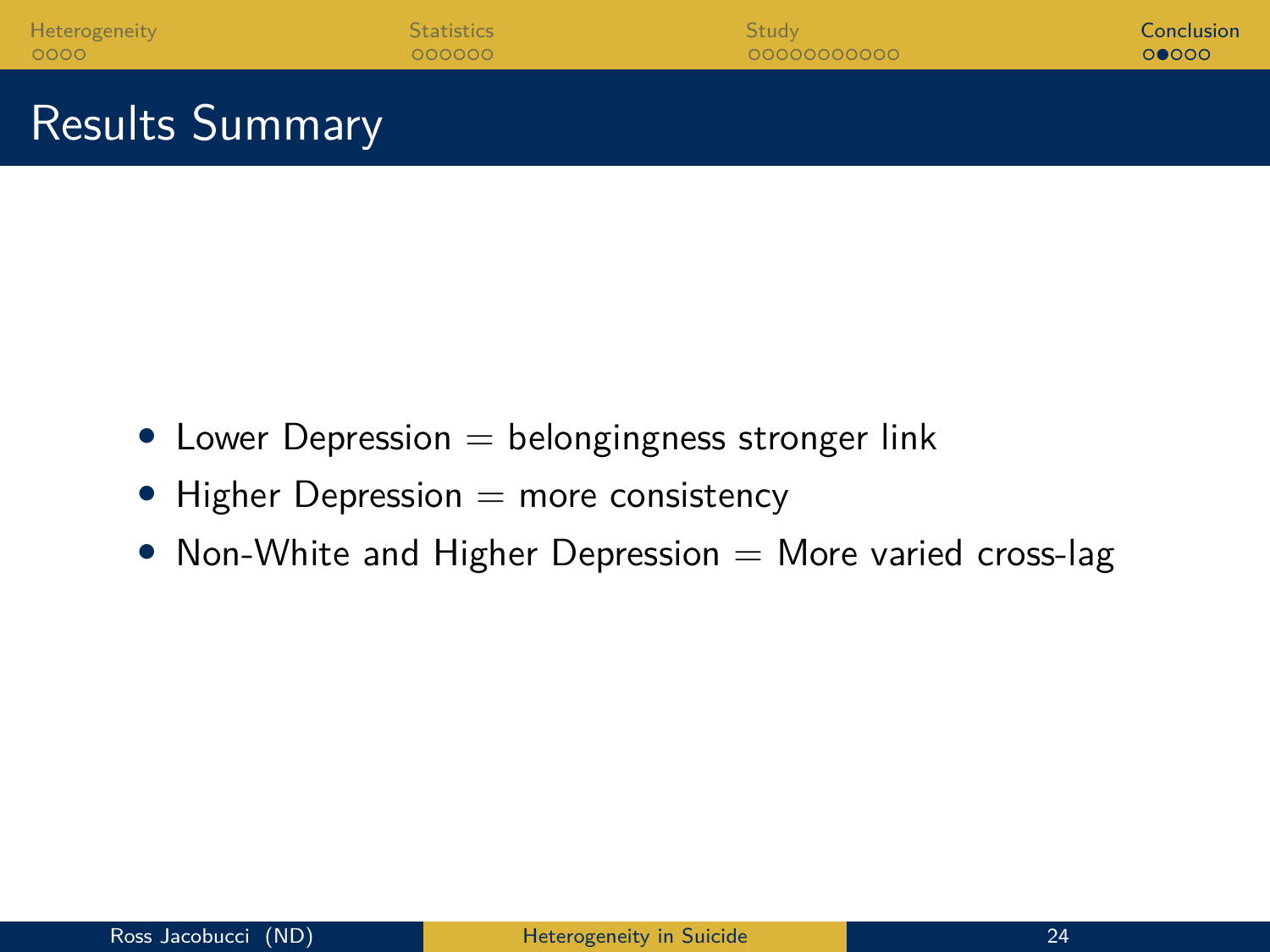# Results Summary

- Lower Depression = belongingness stronger link
- Higher Depression = more consistency
- Non-White and Higher Depression = More varied cross-lag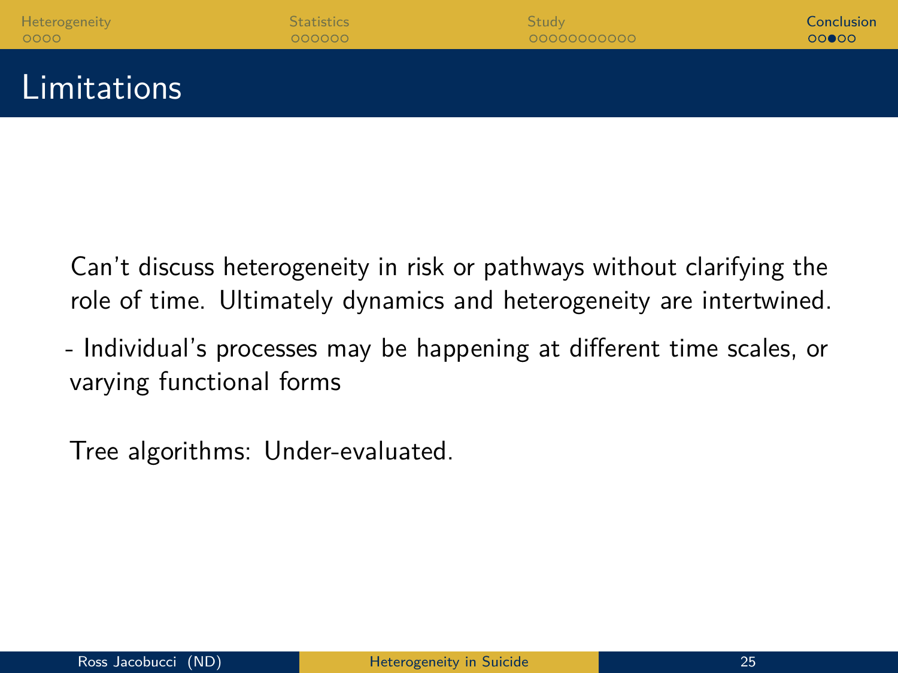# Limitations

Can't discuss heterogeneity in risk or pathways without clarifying the role of time. Ultimately dynamics and heterogeneity are intertwined.

- Individual's processes may be happening at different time scales, or varying functional forms

Tree algorithms: Under-evaluated.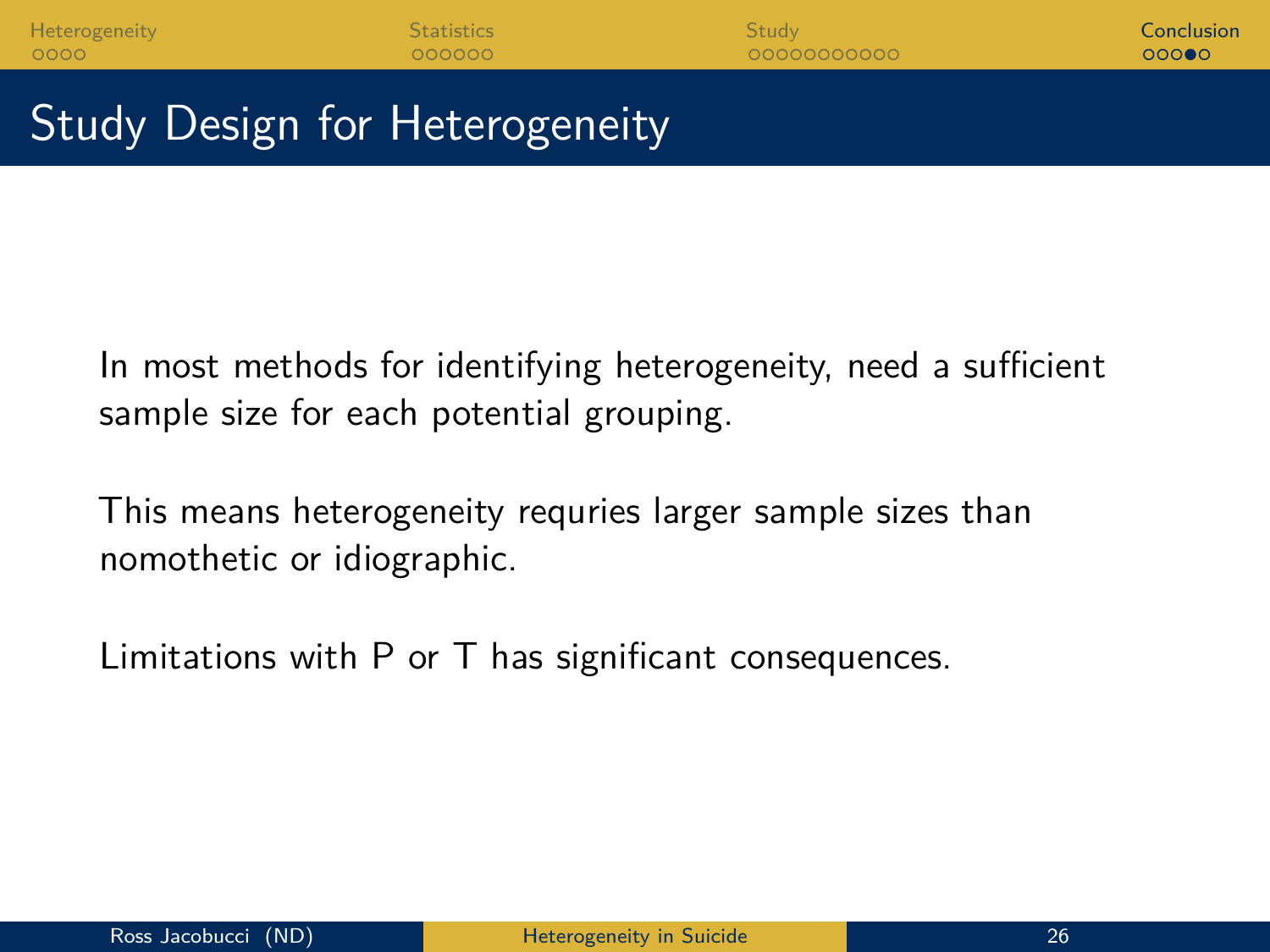# Study Design for Heterogeneity

In most methods for identifying heterogeneity, need a sufficient sample size for each potential grouping.

This means heterogeneity requries larger sample sizes than nomothetic or idiographic.

Limitations with P or T has significant consequences.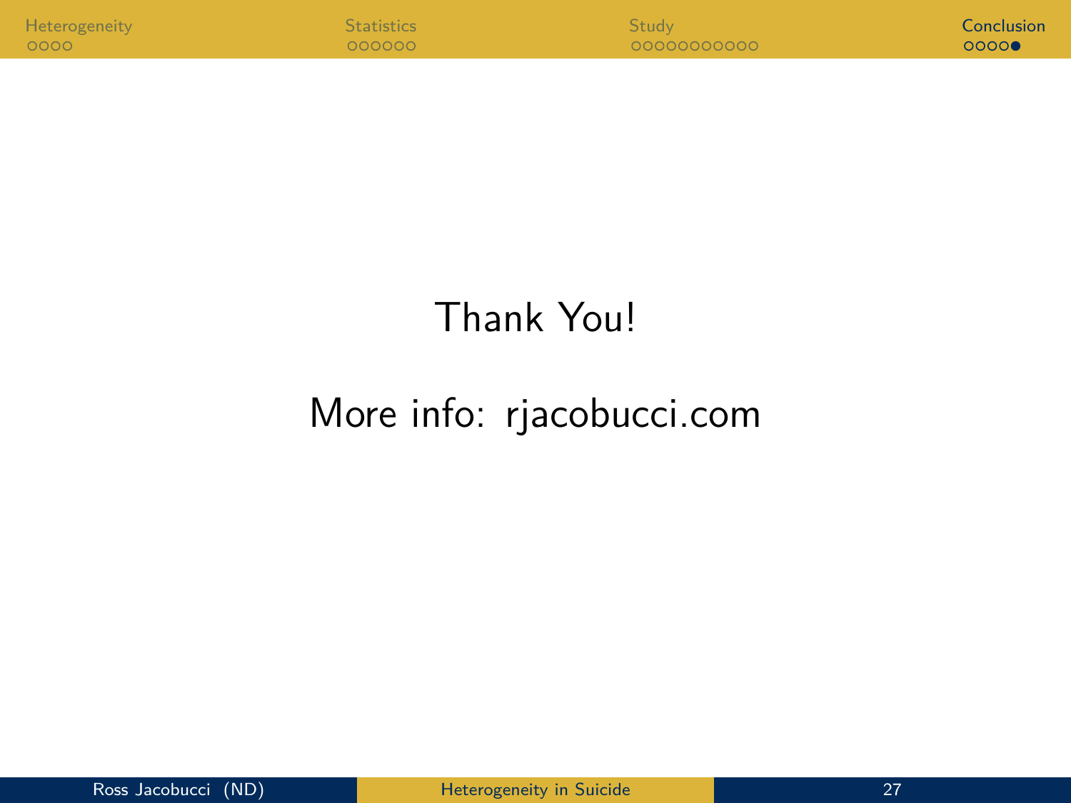Thank You!

More info: rjacobucci.com